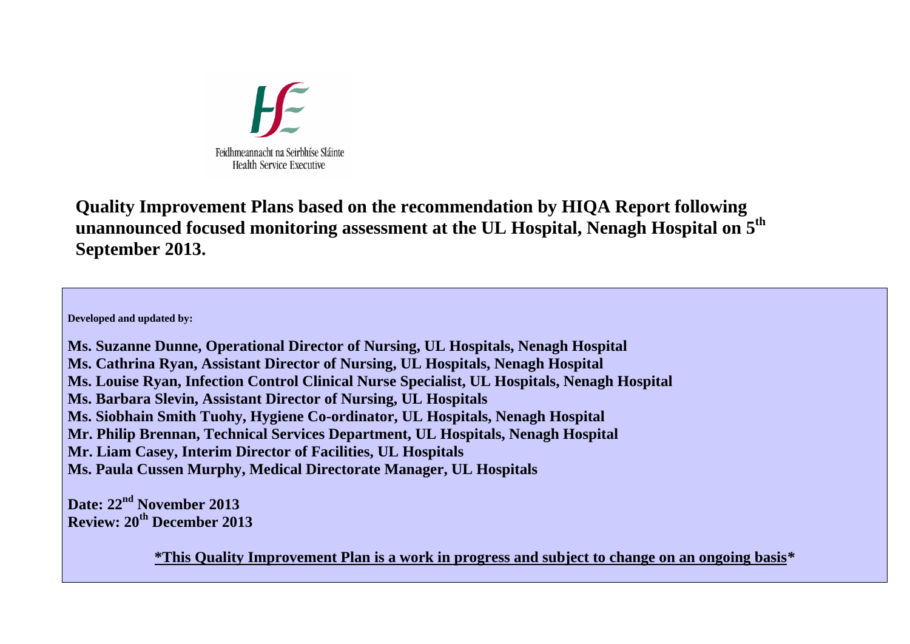Feidhmeannacht na Seirbhíse Sláinte
Health Service Executive

# Quality Improvement Plans based on the recommendation by HIQA Report following unannounced focused monitoring assessment at the UL Hospital, Nenagh Hospital on 5th September 2013.

**Developed and updated by:**

**Ms. Suzanne Dunne, Operational Director of Nursing, UL Hospitals, Nenagh Hospital**
**Ms. Cathrina Ryan, Assistant Director of Nursing, UL Hospitals, Nenagh Hospital**
**Ms. Louise Ryan, Infection Control Clinical Nurse Specialist, UL Hospitals, Nenagh Hospital**
**Ms. Barbara Slevin, Assistant Director of Nursing, UL Hospitals**
**Ms. Siobhain Smith Tuohy, Hygiene Co-ordinator, UL Hospitals, Nenagh Hospital**
**Mr. Philip Brennan, Technical Services Department, UL Hospitals, Nenagh Hospital**
**Mr. Liam Casey, Interim Director of Facilities, UL Hospitals**
**Ms. Paula Cussen Murphy, Medical Directorate Manager, UL Hospitals**

**Date: 22nd November 2013**
**Review: 20th December 2013**

**\*This Quality Improvement Plan is a work in progress and subject to change on an ongoing basis\***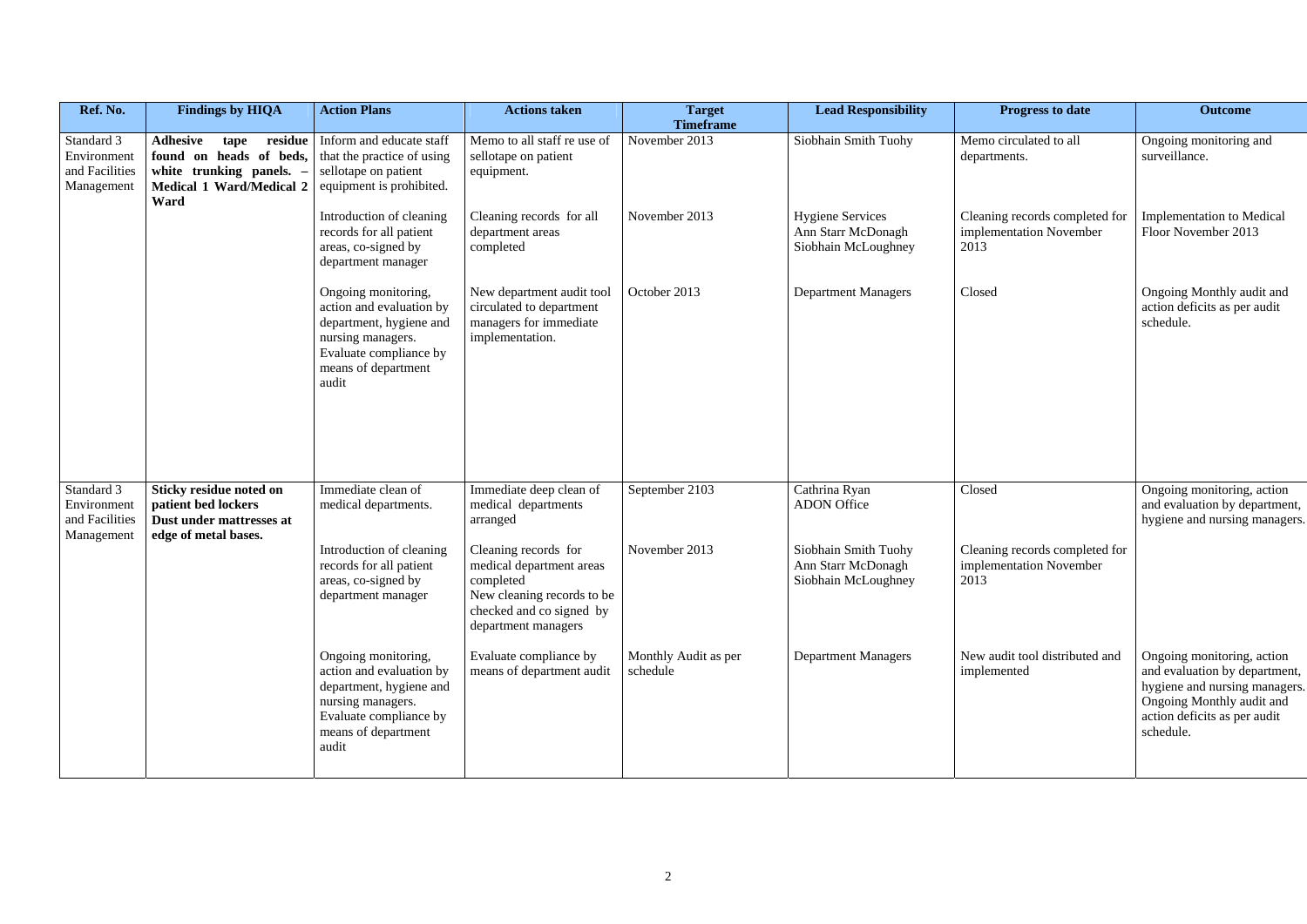| Ref. No. | Findings by HIQA | Action Plans | Actions taken | Target Timeframe | Lead Responsibility | Progress to date | Outcome |
|---|---|---|---|---|---|---|---|
| Standard 3 Environment and Facilities Management | **Adhesive tape residue found on heads of beds, white trunking panels. – Medical 1 Ward/Medical 2 Ward** | Inform and educate staff that the practice of using sellotape on patient equipment is prohibited. | Memo to all staff re use of sellotape on patient equipment. | November 2013 | Siobhain Smith Tuohy | Memo circulated to all departments. | Ongoing monitoring and surveillance. |
| | | Introduction of cleaning records for all patient areas, co-signed by department manager | Cleaning records for all department areas completed | November 2013 | Hygiene Services Ann Starr McDonagh Siobhain McLoughney | Cleaning records completed for implementation November 2013 | Implementation to Medical Floor November 2013 |
| | | Ongoing monitoring, action and evaluation by department, hygiene and nursing managers. Evaluate compliance by means of department audit | New department audit tool circulated to department managers for immediate implementation. | October 2013 | Department Managers | Closed | Ongoing Monthly audit and action deficits as per audit schedule. |
| Standard 3 Environment and Facilities Management | **Sticky residue noted on patient bed lockers Dust under mattresses at edge of metal bases.** | Immediate clean of medical departments. | Immediate deep clean of medical departments arranged | September 2103 | Cathrina Ryan ADON Office | Closed | Ongoing monitoring, action and evaluation by department, hygiene and nursing managers. |
| | | Introduction of cleaning records for all patient areas, co-signed by department manager | Cleaning records for medical department areas completed New cleaning records to be checked and co signed by department managers | November 2013 | Siobhain Smith Tuohy Ann Starr McDonagh Siobhain McLoughney | Cleaning records completed for implementation November 2013 | |
| | | Ongoing monitoring, action and evaluation by department, hygiene and nursing managers. Evaluate compliance by means of department audit | Evaluate compliance by means of department audit | Monthly Audit as per schedule | Department Managers | New audit tool distributed and implemented | Ongoing monitoring, action and evaluation by department, hygiene and nursing managers. Ongoing Monthly audit and action deficits as per audit schedule. |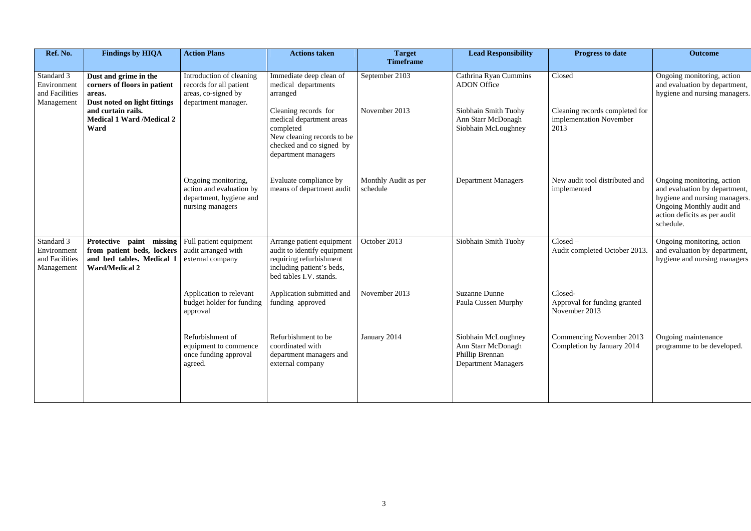| Ref. No. | Findings by HIQA | Action Plans | Actions taken | Target Timeframe | Lead Responsibility | Progress to date | Outcome |
|---|---|---|---|---|---|---|---|
| Standard 3 Environment and Facilities Management | **Dust and grime in the corners of floors in patient areas. Dust noted on light fittings and curtain rails. Medical 1 Ward /Medical 2 Ward** | Introduction of cleaning records for all patient areas, co-signed by department manager. | Immediate deep clean of medical departments arranged | September 2103 | Cathrina Ryan Cummins ADON Office | Closed | Ongoing monitoring, action and evaluation by department, hygiene and nursing managers. |
| | | | Cleaning records for medical department areas completed New cleaning records to be checked and co signed by department managers | November 2013 | Siobhain Smith Tuohy Ann Starr McDonagh Siobhain McLoughney | Cleaning records completed for implementation November 2013 | |
| | | Ongoing monitoring, action and evaluation by department, hygiene and nursing managers | Evaluate compliance by means of department audit | Monthly Audit as per schedule | Department Managers | New audit tool distributed and implemented | Ongoing monitoring, action and evaluation by department, hygiene and nursing managers. Ongoing Monthly audit and action deficits as per audit schedule. |
| Standard 3 Environment and Facilities Management | **Protective paint missing from patient beds, lockers and bed tables. Medical 1 Ward/Medical 2** | Full patient equipment audit arranged with external company | Arrange patient equipment audit to identify equipment requiring refurbishment including patient's beds, bed tables I.V. stands. | October 2013 | Siobhain Smith Tuohy | Closed – Audit completed October 2013. | Ongoing monitoring, action and evaluation by department, hygiene and nursing managers |
| | | Application to relevant budget holder for funding approval | Application submitted and funding approved | November 2013 | Suzanne Dunne Paula Cussen Murphy | Closed- Approval for funding granted November 2013 | |
| | | Refurbishment of equipment to commence once funding approval agreed. | Refurbishment to be coordinated with department managers and external company | January 2014 | Siobhain McLoughney Ann Starr McDonagh Phillip Brennan Department Managers | Commencing November 2013 Completion by January 2014 | Ongoing maintenance programme to be developed. |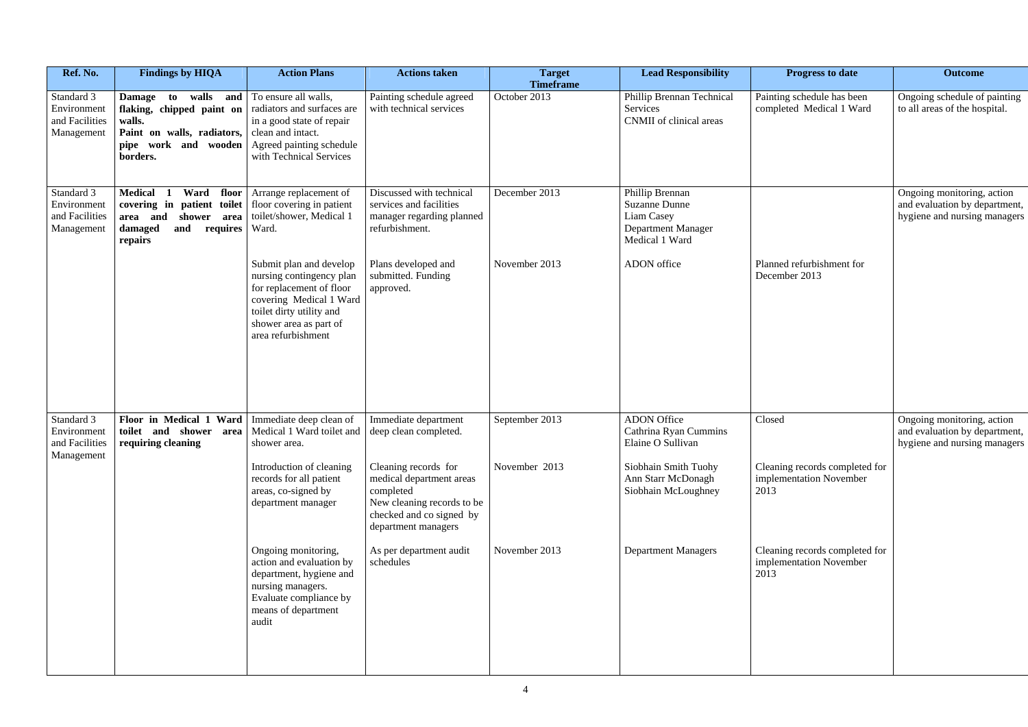| Ref. No. | Findings by HIQA | Action Plans | Actions taken | Target Timeframe | Lead Responsibility | Progress to date | Outcome |
|---|---|---|---|---|---|---|---|
| Standard 3 Environment and Facilities Management | **Damage to walls and flaking, chipped paint on walls. Paint on walls, radiators, pipe work and wooden borders.** | To ensure all walls, radiators and surfaces are in a good state of repair clean and intact. Agreed painting schedule with Technical Services | Painting schedule agreed with technical services | October 2013 | Phillip Brennan Technical Services CNMII of clinical areas | Painting schedule has been completed Medical 1 Ward | Ongoing schedule of painting to all areas of the hospital. |
| Standard 3 Environment and Facilities Management | **Medical 1 Ward floor covering in patient toilet area and shower area damaged and requires repairs** | Arrange replacement of floor covering in patient toilet/shower, Medical 1 Ward. | Discussed with technical services and facilities manager regarding planned refurbishment. | December 2013 | Phillip Brennan Suzanne Dunne Liam Casey Department Manager Medical 1 Ward | | Ongoing monitoring, action and evaluation by department, hygiene and nursing managers |
| | | Submit plan and develop nursing contingency plan for replacement of floor covering Medical 1 Ward toilet dirty utility and shower area as part of area refurbishment | Plans developed and submitted. Funding approved. | November 2013 | ADON office | Planned refurbishment for December 2013 | |
| Standard 3 Environment and Facilities Management | **Floor in Medical 1 Ward toilet and shower area requiring cleaning** | Immediate deep clean of Medical 1 Ward toilet and shower area. | Immediate department deep clean completed. | September 2013 | ADON Office Cathrina Ryan Cummins Elaine O Sullivan | Closed | Ongoing monitoring, action and evaluation by department, hygiene and nursing managers |
| | | Introduction of cleaning records for all patient areas, co-signed by department manager | Cleaning records for medical department areas completed New cleaning records to be checked and co signed by department managers | November 2013 | Siobhain Smith Tuohy Ann Starr McDonagh Siobhain McLoughney | Cleaning records completed for implementation November 2013 | |
| | | Ongoing monitoring, action and evaluation by department, hygiene and nursing managers. Evaluate compliance by means of department audit | As per department audit schedules | November 2013 | Department Managers | Cleaning records completed for implementation November 2013 | |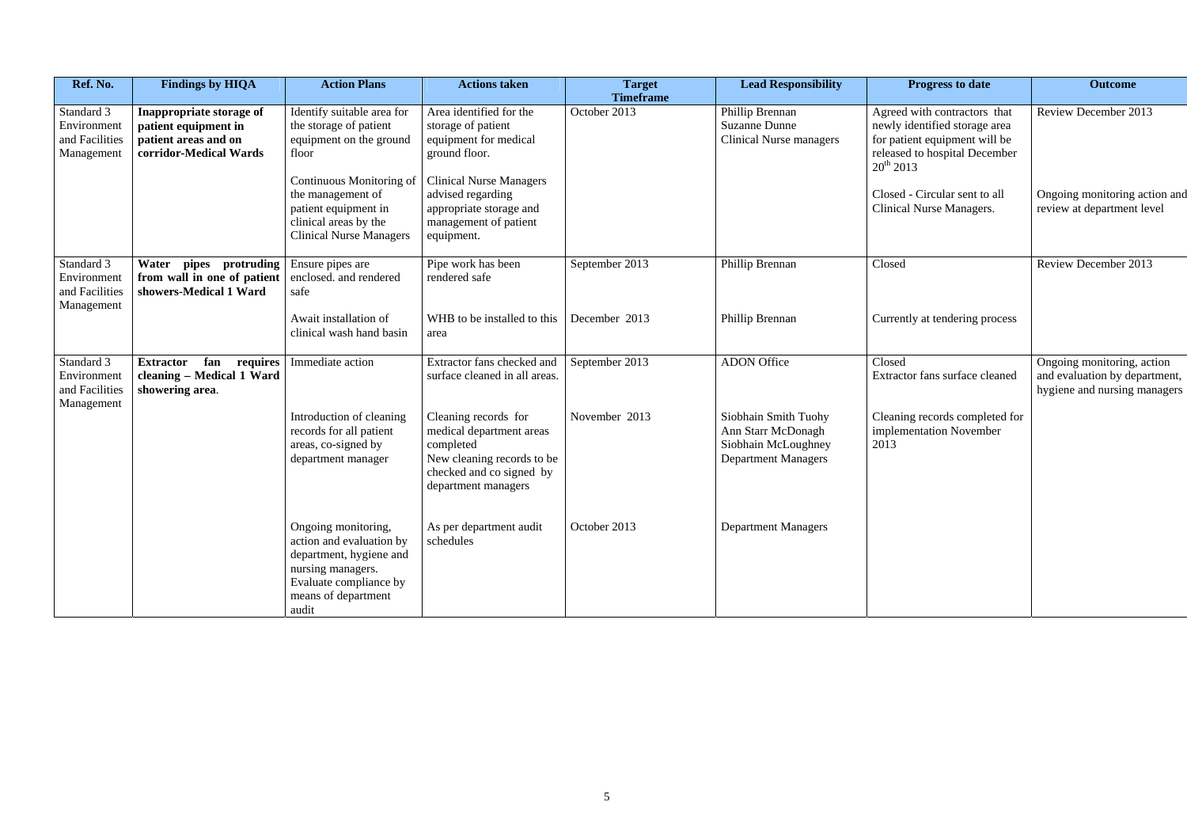| Ref. No. | Findings by HIQA | Action Plans | Actions taken | Target Timeframe | Lead Responsibility | Progress to date | Outcome |
|---|---|---|---|---|---|---|---|
| Standard 3 Environment and Facilities Management | **Inappropriate storage of patient equipment in patient areas and on corridor-Medical Wards** | Identify suitable area for the storage of patient equipment on the ground floor | Area identified for the storage of patient equipment for medical ground floor. | October 2013 | Phillip Brennan<br>Suzanne Dunne<br>Clinical Nurse managers | Agreed with contractors that newly identified storage area for patient equipment will be released to hospital December 20th 2013 | Review December 2013 |
| | | Continuous Monitoring of the management of patient equipment in clinical areas by the Clinical Nurse Managers | Clinical Nurse Managers advised regarding appropriate storage and management of patient equipment. | | | Closed - Circular sent to all Clinical Nurse Managers. | Ongoing monitoring action and review at department level |
| Standard 3 Environment and Facilities Management | **Water pipes protruding from wall in one of patient showers-Medical 1 Ward** | Ensure pipes are enclosed. and rendered safe | Pipe work has been rendered safe | September 2013 | Phillip Brennan | Closed | Review December 2013 |
| | | Await installation of clinical wash hand basin | WHB to be installed to this area | December 2013 | Phillip Brennan | Currently at tendering process | |
| Standard 3 Environment and Facilities Management | **Extractor fan requires cleaning – Medical 1 Ward showering area**. | Immediate action | Extractor fans checked and surface cleaned in all areas. | September 2013 | ADON Office | Closed<br>Extractor fans surface cleaned | Ongoing monitoring, action and evaluation by department, hygiene and nursing managers |
| | | Introduction of cleaning records for all patient areas, co-signed by department manager | Cleaning records for medical department areas completed<br>New cleaning records to be checked and co signed by department managers | November 2013 | Siobhain Smith Tuohy<br>Ann Starr McDonagh<br>Siobhain McLoughney<br>Department Managers | Cleaning records completed for implementation November 2013 | |
| | | Ongoing monitoring, action and evaluation by department, hygiene and nursing managers.<br>Evaluate compliance by means of department audit | As per department audit schedules | October 2013 | Department Managers | | |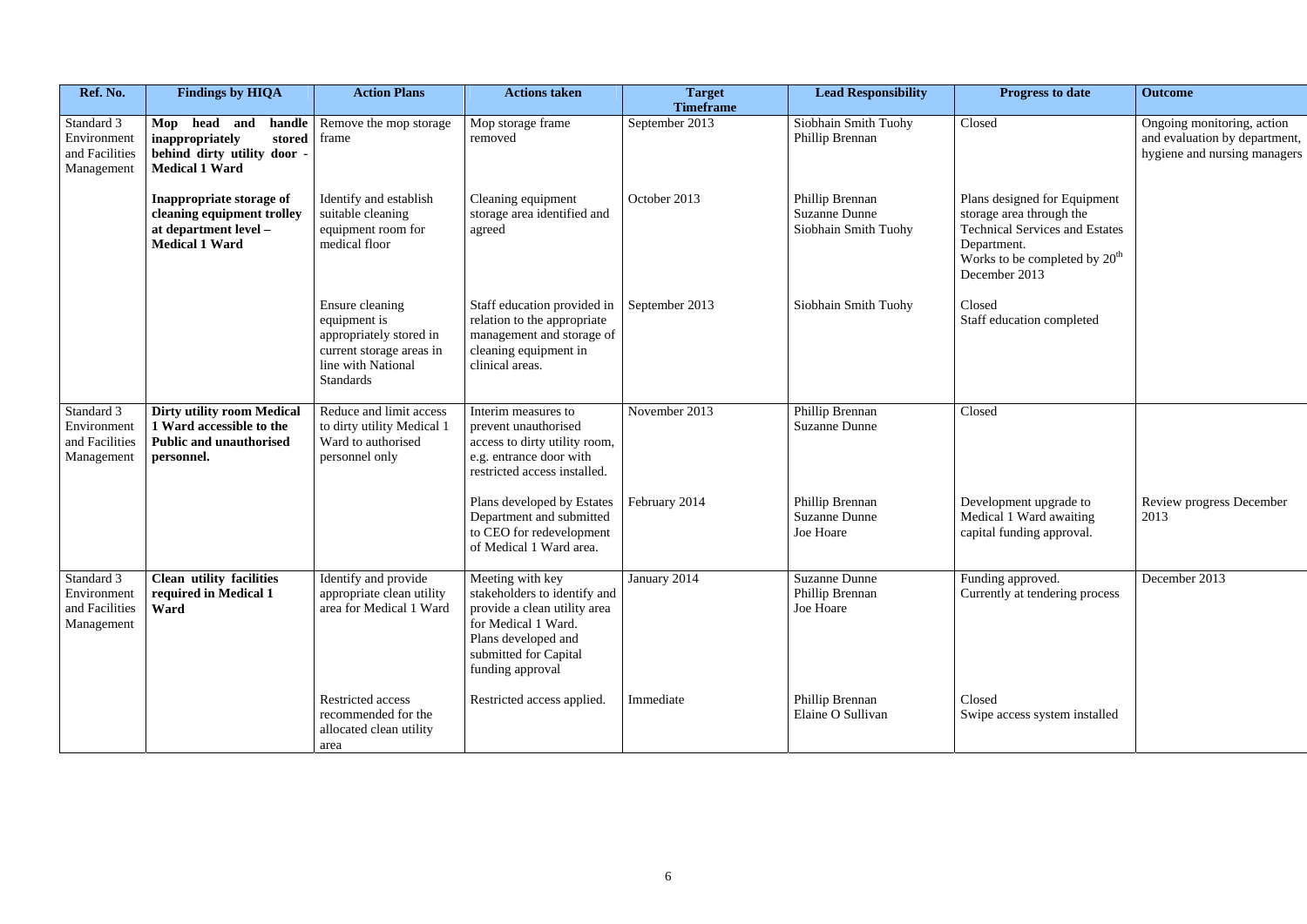| Ref. No. | Findings by HIQA | Action Plans | Actions taken | Target Timeframe | Lead Responsibility | Progress to date | Outcome |
|---|---|---|---|---|---|---|---|
| Standard 3 Environment and Facilities Management | **Mop head and handle inappropriately stored behind dirty utility door - Medical 1 Ward** | Remove the mop storage frame | Mop storage frame removed | September 2013 | Siobhain Smith Tuohy Phillip Brennan | Closed | Ongoing monitoring, action and evaluation by department, hygiene and nursing managers |
| | **Inappropriate storage of cleaning equipment trolley at department level – Medical 1 Ward** | Identify and establish suitable cleaning equipment room for medical floor | Cleaning equipment storage area identified and agreed | October 2013 | Phillip Brennan Suzanne Dunne Siobhain Smith Tuohy | Plans designed for Equipment storage area through the Technical Services and Estates Department. Works to be completed by 20th December 2013 | |
| | | Ensure cleaning equipment is appropriately stored in current storage areas in line with National Standards | Staff education provided in relation to the appropriate management and storage of cleaning equipment in clinical areas. | September 2013 | Siobhain Smith Tuohy | Closed Staff education completed | |
| Standard 3 Environment and Facilities Management | **Dirty utility room Medical 1 Ward accessible to the Public and unauthorised personnel.** | Reduce and limit access to dirty utility Medical 1 Ward to authorised personnel only | Interim measures to prevent unauthorised access to dirty utility room, e.g. entrance door with restricted access installed. | November 2013 | Phillip Brennan Suzanne Dunne | Closed | |
| | | | Plans developed by Estates Department and submitted to CEO for redevelopment of Medical 1 Ward area. | February 2014 | Phillip Brennan Suzanne Dunne Joe Hoare | Development upgrade to Medical 1 Ward awaiting capital funding approval. | Review progress December 2013 |
| Standard 3 Environment and Facilities Management | **Clean utility facilities required in Medical 1 Ward** | Identify and provide appropriate clean utility area for Medical 1 Ward | Meeting with key stakeholders to identify and provide a clean utility area for Medical 1 Ward. Plans developed and submitted for Capital funding approval | January 2014 | Suzanne Dunne Phillip Brennan Joe Hoare | Funding approved. Currently at tendering process | December 2013 |
| | | Restricted access recommended for the allocated clean utility area | Restricted access applied. | Immediate | Phillip Brennan Elaine O Sullivan | Closed Swipe access system installed | |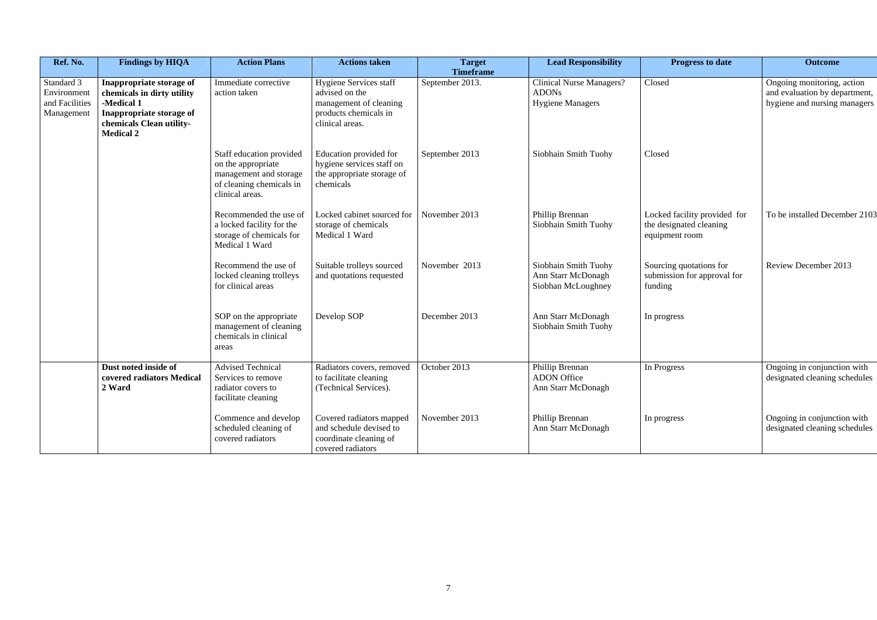| Ref. No. | Findings by HIQA | Action Plans | Actions taken | Target Timeframe | Lead Responsibility | Progress to date | Outcome |
|---|---|---|---|---|---|---|---|
| Standard 3 Environment and Facilities Management | **Inappropriate storage of chemicals in dirty utility -Medical 1 Inappropriate storage of chemicals Clean utility- Medical 2** | Immediate corrective action taken | Hygiene Services staff advised on the management of cleaning products chemicals in clinical areas. | September 2013. | Clinical Nurse Managers? ADONs Hygiene Managers | Closed | Ongoing monitoring, action and evaluation by department, hygiene and nursing managers |
| | | Staff education provided on the appropriate management and storage of cleaning chemicals in clinical areas. | Education provided for hygiene services staff on the appropriate storage of chemicals | September 2013 | Siobhain Smith Tuohy | Closed | |
| | | Recommended the use of a locked facility for the storage of chemicals for Medical 1 Ward | Locked cabinet sourced for storage of chemicals Medical 1 Ward | November 2013 | Phillip Brennan Siobhain Smith Tuohy | Locked facility provided for the designated cleaning equipment room | To be installed December 2103 |
| | | Recommend the use of locked cleaning trolleys for clinical areas | Suitable trolleys sourced and quotations requested | November 2013 | Siobhain Smith Tuohy Ann Starr McDonagh Siobhan McLoughney | Sourcing quotations for submission for approval for funding | Review December 2013 |
| | | SOP on the appropriate management of cleaning chemicals in clinical areas | Develop SOP | December 2013 | Ann Starr McDonagh Siobhain Smith Tuohy | In progress | |
| | **Dust noted inside of covered radiators Medical 2 Ward** | Advised Technical Services to remove radiator covers to facilitate cleaning | Radiators covers, removed to facilitate cleaning (Technical Services). | October 2013 | Phillip Brennan ADON Office Ann Starr McDonagh | In Progress | Ongoing in conjunction with designated cleaning schedules |
| | | Commence and develop scheduled cleaning of covered radiators | Covered radiators mapped and schedule devised to coordinate cleaning of covered radiators | November 2013 | Phillip Brennan Ann Starr McDonagh | In progress | Ongoing in conjunction with designated cleaning schedules |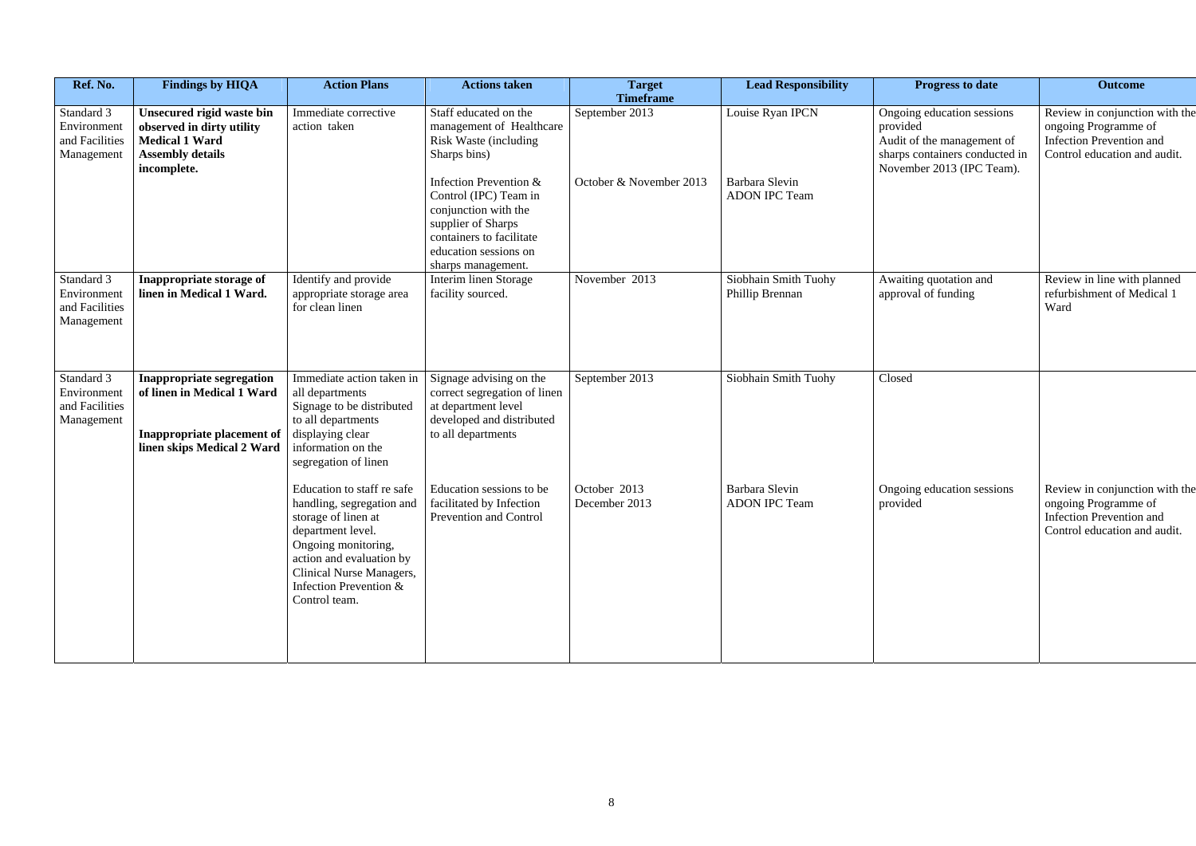| Ref. No. | Findings by HIQA | Action Plans | Actions taken | Target Timeframe | Lead Responsibility | Progress to date | Outcome |
|---|---|---|---|---|---|---|---|
| Standard 3 Environment and Facilities Management | **Unsecured rigid waste bin observed in dirty utility Medical 1 Ward Assembly details incomplete.** | Immediate corrective action taken | Staff educated on the management of Healthcare Risk Waste (including Sharps bins) | September 2013 | Louise Ryan IPCN | Ongoing education sessions provided<br>Audit of the management of sharps containers conducted in November 2013 (IPC Team). | Review in conjunction with the ongoing Programme of Infection Prevention and Control education and audit. |
| | | | Infection Prevention & Control (IPC) Team in conjunction with the supplier of Sharps containers to facilitate education sessions on sharps management. | October & November 2013 | Barbara Slevin<br>ADON IPC Team | | |
| Standard 3 Environment and Facilities Management | **Inappropriate storage of linen in Medical 1 Ward.** | Identify and provide appropriate storage area for clean linen | Interim linen Storage facility sourced. | November 2013 | Siobhain Smith Tuohy<br>Phillip Brennan | Awaiting quotation and approval of funding | Review in line with planned refurbishment of Medical 1 Ward |
| Standard 3 Environment and Facilities Management | **Inappropriate segregation of linen in Medical 1 Ward**<br><br>**Inappropriate placement of linen skips Medical 2 Ward** | Immediate action taken in all departments<br>Signage to be distributed to all departments displaying clear information on the segregation of linen | Signage advising on the correct segregation of linen at department level developed and distributed to all departments | September 2013 | Siobhain Smith Tuohy | Closed | |
| | | Education to staff re safe handling, segregation and storage of linen at department level.<br>Ongoing monitoring, action and evaluation by Clinical Nurse Managers, Infection Prevention & Control team. | Education sessions to be facilitated by Infection Prevention and Control | October 2013<br>December 2013 | Barbara Slevin<br>ADON IPC Team | Ongoing education sessions provided | Review in conjunction with the ongoing Programme of Infection Prevention and Control education and audit. |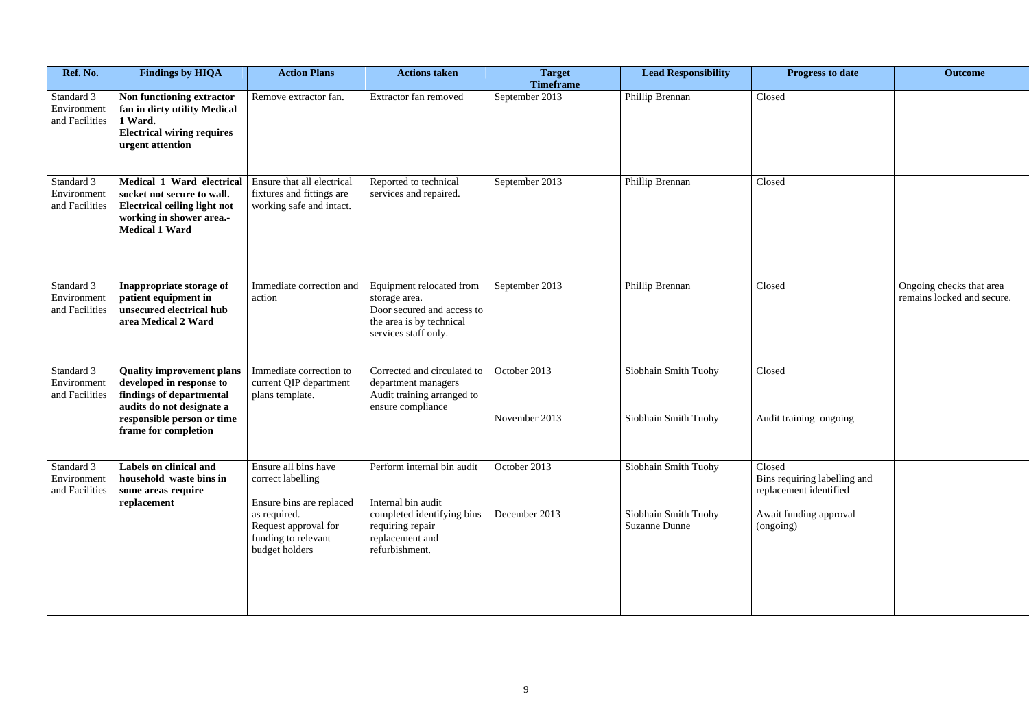| Ref. No. | Findings by HIQA | Action Plans | Actions taken | Target Timeframe | Lead Responsibility | Progress to date | Outcome |
|---|---|---|---|---|---|---|---|
| Standard 3 Environment and Facilities | **Non functioning extractor fan in dirty utility Medical 1 Ward. Electrical wiring requires urgent attention** | Remove extractor fan. | Extractor fan removed | September 2013 | Phillip Brennan | Closed | |
| Standard 3 Environment and Facilities | **Medical 1 Ward electrical socket not secure to wall. Electrical ceiling light not working in shower area.- Medical 1 Ward** | Ensure that all electrical fixtures and fittings are working safe and intact. | Reported to technical services and repaired. | September 2013 | Phillip Brennan | Closed | |
| Standard 3 Environment and Facilities | **Inappropriate storage of patient equipment in unsecured electrical hub area Medical 2 Ward** | Immediate correction and action | Equipment relocated from storage area. Door secured and access to the area is by technical services staff only. | September 2013 | Phillip Brennan | Closed | Ongoing checks that area remains locked and secure. |
| Standard 3 Environment and Facilities | **Quality improvement plans developed in response to findings of departmental audits do not designate a responsible person or time frame for completion** | Immediate correction to current QIP department plans template. | Corrected and circulated to department managers<br>Audit training arranged to ensure compliance | October 2013<br><br>November 2013 | Siobhain Smith Tuohy<br><br>Siobhain Smith Tuohy | Closed<br><br>Audit training ongoing | |
| Standard 3 Environment and Facilities | **Labels on clinical and household waste bins in some areas require replacement** | Ensure all bins have correct labelling<br><br>Ensure bins are replaced as required.<br>Request approval for funding to relevant budget holders | Perform internal bin audit<br><br>Internal bin audit completed identifying bins requiring repair replacement and refurbishment. | October 2013<br><br>December 2013 | Siobhain Smith Tuohy<br><br>Siobhain Smith Tuohy<br>Suzanne Dunne | Closed<br>Bins requiring labelling and replacement identified<br><br>Await funding approval (ongoing) | |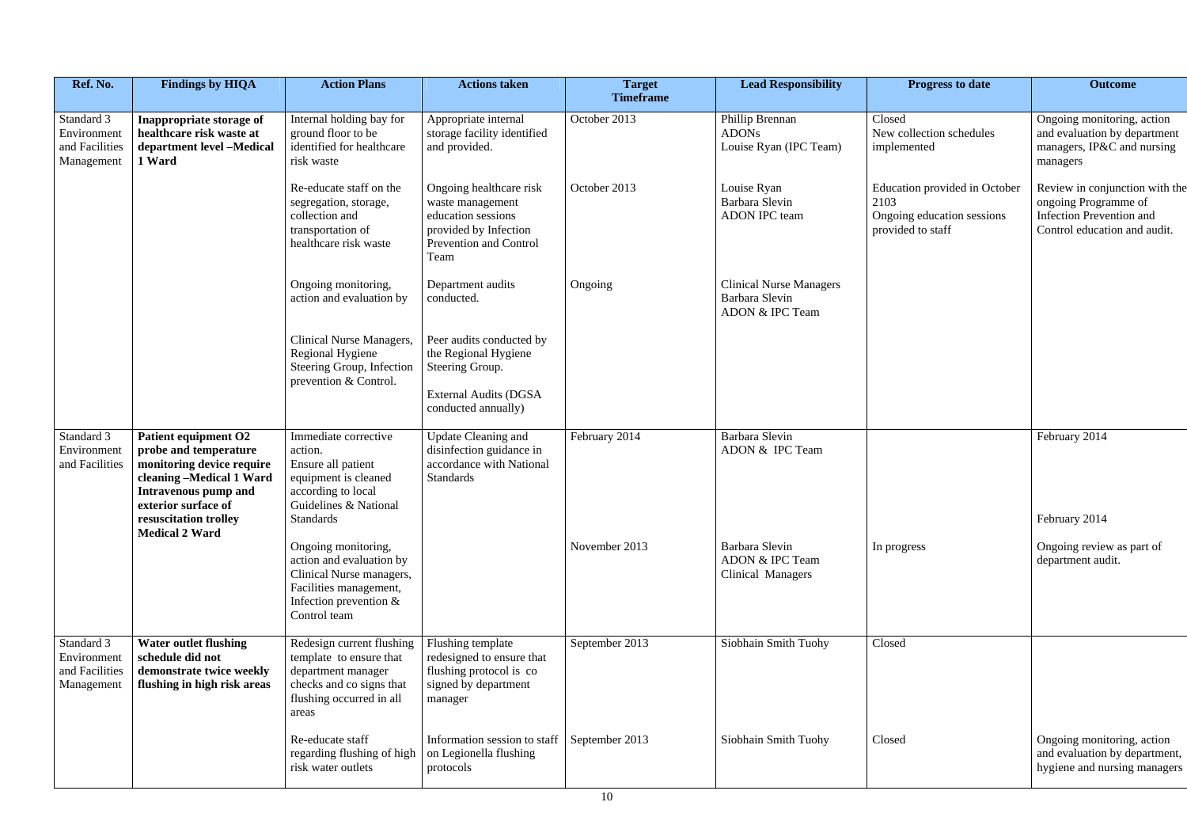| Ref. No. | Findings by HIQA | Action Plans | Actions taken | Target Timeframe | Lead Responsibility | Progress to date | Outcome |
|---|---|---|---|---|---|---|---|
| Standard 3 Environment and Facilities Management | **Inappropriate storage of healthcare risk waste at department level –Medical 1 Ward** | Internal holding bay for ground floor to be identified for healthcare risk waste | Appropriate internal storage facility identified and provided. | October 2013 | Phillip Brennan<br>ADONs<br>Louise Ryan (IPC Team) | Closed<br>New collection schedules implemented | Ongoing monitoring, action and evaluation by department managers, IP&C and nursing managers |
| | | Re-educate staff on the segregation, storage, collection and transportation of healthcare risk waste | Ongoing healthcare risk waste management education sessions provided by Infection Prevention and Control Team | October 2013 | Louise Ryan<br>Barbara Slevin<br>ADON IPC team | Education provided in October 2103<br>Ongoing education sessions provided to staff | Review in conjunction with the ongoing Programme of Infection Prevention and Control education and audit. |
| | | Ongoing monitoring, action and evaluation by<br><br>Clinical Nurse Managers, Regional Hygiene Steering Group, Infection prevention & Control. | Department audits conducted.<br><br>Peer audits conducted by the Regional Hygiene Steering Group.<br><br>External Audits (DGSA conducted annually) | Ongoing | Clinical Nurse Managers<br>Barbara Slevin<br>ADON & IPC Team | | |
| Standard 3 Environment and Facilities | **Patient equipment O2 probe and temperature monitoring device require cleaning –Medical 1 Ward Intravenous pump and exterior surface of resuscitation trolley Medical 2 Ward** | Immediate corrective action.<br>Ensure all patient equipment is cleaned according to local Guidelines & National Standards | Update Cleaning and disinfection guidance in accordance with National Standards | February 2014 | Barbara Slevin<br>ADON & IPC Team | | February 2014<br><br>February 2014 |
| | | Ongoing monitoring, action and evaluation by Clinical Nurse managers, Facilities management, Infection prevention & Control team | | November 2013 | Barbara Slevin<br>ADON & IPC Team<br>Clinical Managers | In progress | Ongoing review as part of department audit. |
| Standard 3 Environment and Facilities Management | **Water outlet flushing schedule did not demonstrate twice weekly flushing in high risk areas** | Redesign current flushing template to ensure that department manager checks and co signs that flushing occurred in all areas | Flushing template redesigned to ensure that flushing protocol is co signed by department manager | September 2013 | Siobhain Smith Tuohy | Closed | |
| | | Re-educate staff regarding flushing of high risk water outlets | Information session to staff on Legionella flushing protocols | September 2013 | Siobhain Smith Tuohy | Closed | Ongoing monitoring, action and evaluation by department, hygiene and nursing managers |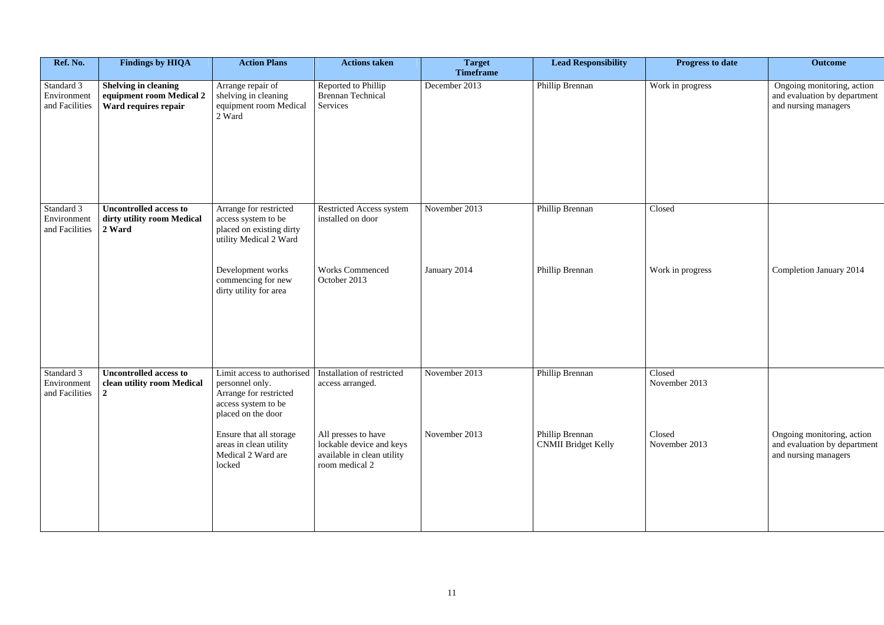| Ref. No. | Findings by HIQA | Action Plans | Actions taken | Target Timeframe | Lead Responsibility | Progress to date | Outcome |
|---|---|---|---|---|---|---|---|
| Standard 3 Environment and Facilities | **Shelving in cleaning equipment room Medical 2 Ward requires repair** | Arrange repair of shelving in cleaning equipment room Medical 2 Ward | Reported to Phillip Brennan Technical Services | December 2013 | Phillip Brennan | Work in progress | Ongoing monitoring, action and evaluation by department and nursing managers |
| Standard 3 Environment and Facilities | **Uncontrolled access to dirty utility room Medical 2 Ward** | Arrange for restricted access system to be placed on existing dirty utility Medical 2 Ward | Restricted Access system installed on door | November 2013 | Phillip Brennan | Closed | |
| | | Development works commencing for new dirty utility for area | Works Commenced October 2013 | January 2014 | Phillip Brennan | Work in progress | Completion January 2014 |
| Standard 3 Environment and Facilities | **Uncontrolled access to clean utility room Medical 2** | Limit access to authorised personnel only. Arrange for restricted access system to be placed on the door | Installation of restricted access arranged. | November 2013 | Phillip Brennan | Closed November 2013 | |
| | | Ensure that all storage areas in clean utility Medical 2 Ward are locked | All presses to have lockable device and keys available in clean utility room medical 2 | November 2013 | Phillip Brennan CNMII Bridget Kelly | Closed November 2013 | Ongoing monitoring, action and evaluation by department and nursing managers |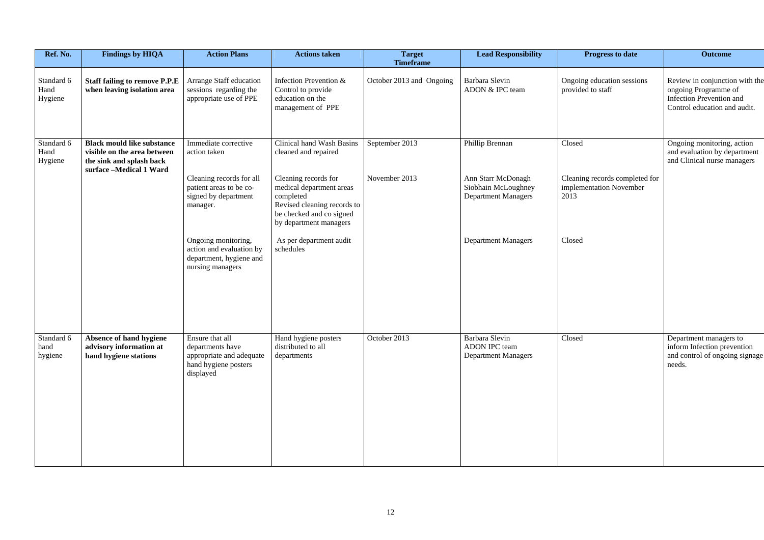| Ref. No. | Findings by HIQA | Action Plans | Actions taken | Target Timeframe | Lead Responsibility | Progress to date | Outcome |
|---|---|---|---|---|---|---|---|
| Standard 6 Hand Hygiene | **Staff failing to remove P.P.E when leaving isolation area** | Arrange Staff education sessions regarding the appropriate use of PPE | Infection Prevention & Control to provide education on the management of PPE | October 2013 and Ongoing | Barbara Slevin ADON & IPC team | Ongoing education sessions provided to staff | Review in conjunction with the ongoing Programme of Infection Prevention and Control education and audit. |
| Standard 6 Hand Hygiene | **Black mould like substance visible on the area between the sink and splash back surface –Medical 1 Ward** | Immediate corrective action taken | Clinical hand Wash Basins cleaned and repaired | September 2013 | Phillip Brennan | Closed | Ongoing monitoring, action and evaluation by department and Clinical nurse managers |
| | | Cleaning records for all patient areas to be co-signed by department manager. | Cleaning records for medical department areas completed Revised cleaning records to be checked and co signed by department managers | November 2013 | Ann Starr McDonagh Siobhain McLoughney Department Managers | Cleaning records completed for implementation November 2013 | |
| | | Ongoing monitoring, action and evaluation by department, hygiene and nursing managers | As per department audit schedules | | Department Managers | Closed | |
| Standard 6 hand hygiene | **Absence of hand hygiene advisory information at hand hygiene stations** | Ensure that all departments have appropriate and adequate hand hygiene posters displayed | Hand hygiene posters distributed to all departments | October 2013 | Barbara Slevin ADON IPC team Department Managers | Closed | Department managers to inform Infection prevention and control of ongoing signage needs. |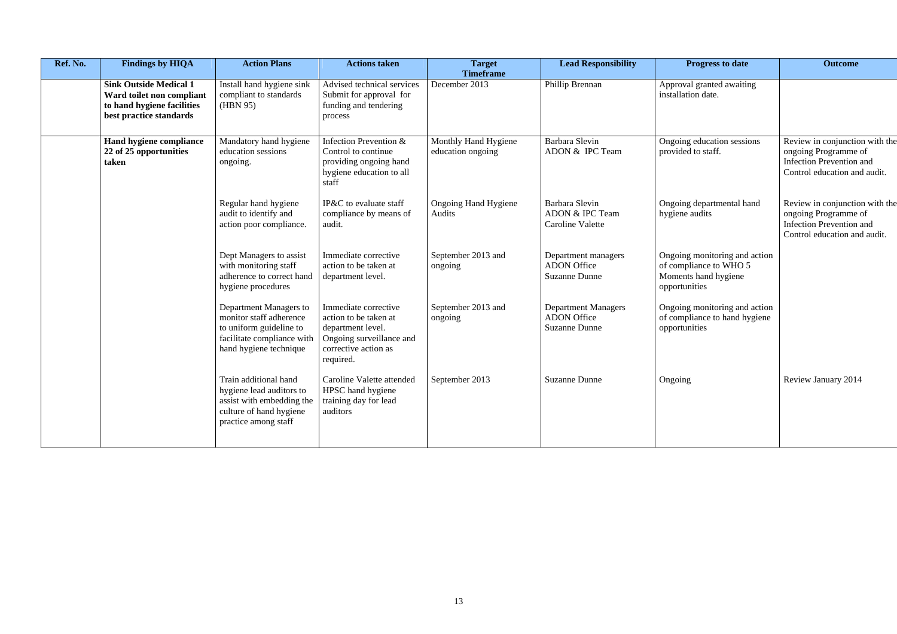| Ref. No. | Findings by HIQA | Action Plans | Actions taken | Target Timeframe | Lead Responsibility | Progress to date | Outcome |
|---|---|---|---|---|---|---|---|
| | **Sink Outside Medical 1 Ward toilet non compliant to hand hygiene facilities best practice standards** | Install hand hygiene sink compliant to standards (HBN 95) | Advised technical services Submit for approval for funding and tendering process | December 2013 | Phillip Brennan | Approval granted awaiting installation date. | |
| | **Hand hygiene compliance 22 of 25 opportunities taken** | Mandatory hand hygiene education sessions ongoing. | Infection Prevention & Control to continue providing ongoing hand hygiene education to all staff | Monthly Hand Hygiene education ongoing | Barbara Slevin ADON & IPC Team | Ongoing education sessions provided to staff. | Review in conjunction with the ongoing Programme of Infection Prevention and Control education and audit. |
| | | Regular hand hygiene audit to identify and action poor compliance. | IP&C to evaluate staff compliance by means of audit. | Ongoing Hand Hygiene Audits | Barbara Slevin ADON & IPC Team Caroline Valette | Ongoing departmental hand hygiene audits | Review in conjunction with the ongoing Programme of Infection Prevention and Control education and audit. |
| | | Dept Managers to assist with monitoring staff adherence to correct hand hygiene procedures | Immediate corrective action to be taken at department level. | September 2013 and ongoing | Department managers ADON Office Suzanne Dunne | Ongoing monitoring and action of compliance to WHO 5 Moments hand hygiene opportunities | |
| | | Department Managers to monitor staff adherence to uniform guideline to facilitate compliance with hand hygiene technique | Immediate corrective action to be taken at department level. Ongoing surveillance and corrective action as required. | September 2013 and ongoing | Department Managers ADON Office Suzanne Dunne | Ongoing monitoring and action of compliance to hand hygiene opportunities | |
| | | Train additional hand hygiene lead auditors to assist with embedding the culture of hand hygiene practice among staff | Caroline Valette attended HPSC hand hygiene training day for lead auditors | September 2013 | Suzanne Dunne | Ongoing | Review January 2014 |